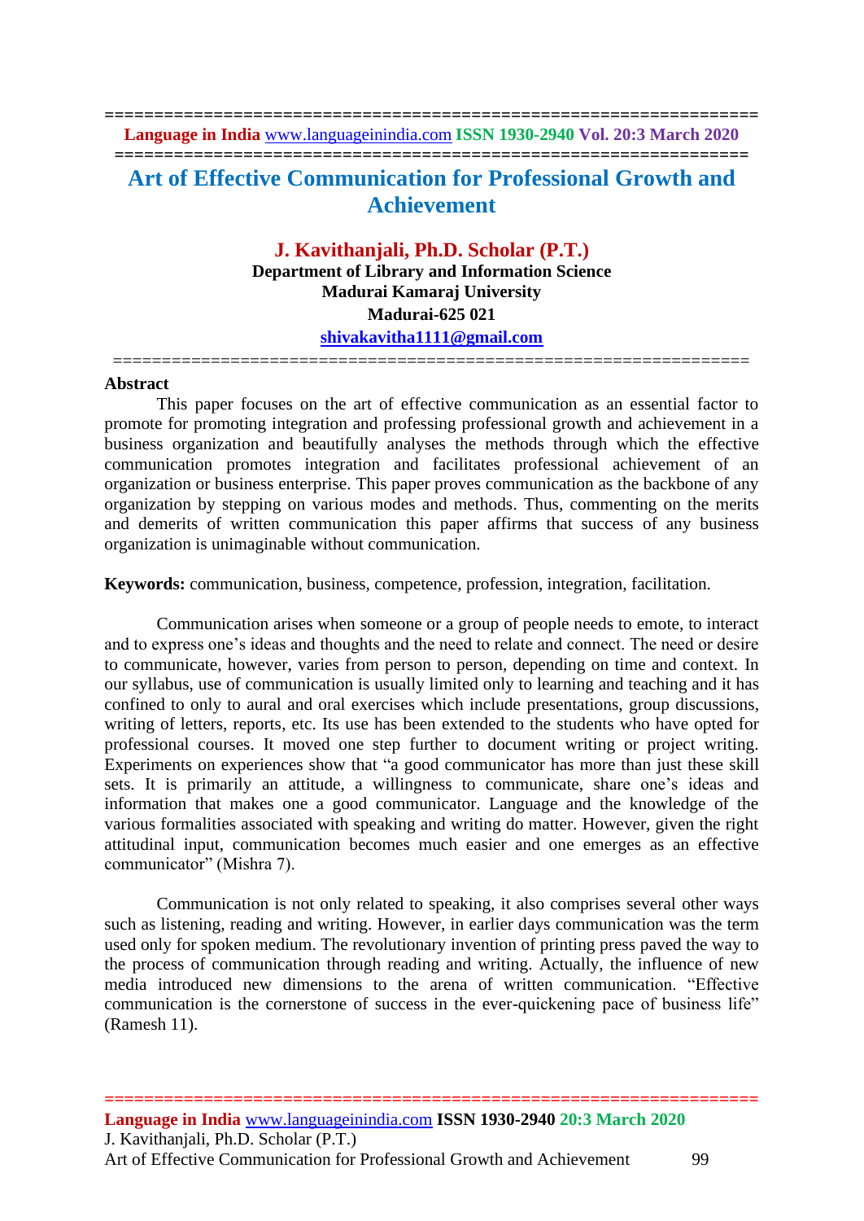# Art of Effective Communication for Professional Growth and Achievement

**J. Kavithanjali, Ph.D. Scholar (P.T.)**
**Department of Library and Information Science**
**Madurai Kamaraj University**
**Madurai-625 021**
**shivakavitha1111@gmail.com**

## Abstract

This paper focuses on the art of effective communication as an essential factor to promote for promoting integration and professing professional growth and achievement in a business organization and beautifully analyses the methods through which the effective communication promotes integration and facilitates professional achievement of an organization or business enterprise. This paper proves communication as the backbone of any organization by stepping on various modes and methods. Thus, commenting on the merits and demerits of written communication this paper affirms that success of any business organization is unimaginable without communication.

**Keywords:** communication, business, competence, profession, integration, facilitation.

Communication arises when someone or a group of people needs to emote, to interact and to express one's ideas and thoughts and the need to relate and connect. The need or desire to communicate, however, varies from person to person, depending on time and context. In our syllabus, use of communication is usually limited only to learning and teaching and it has confined to only to aural and oral exercises which include presentations, group discussions, writing of letters, reports, etc. Its use has been extended to the students who have opted for professional courses. It moved one step further to document writing or project writing. Experiments on experiences show that "a good communicator has more than just these skill sets. It is primarily an attitude, a willingness to communicate, share one's ideas and information that makes one a good communicator. Language and the knowledge of the various formalities associated with speaking and writing do matter. However, given the right attitudinal input, communication becomes much easier and one emerges as an effective communicator" (Mishra 7).

Communication is not only related to speaking, it also comprises several other ways such as listening, reading and writing. However, in earlier days communication was the term used only for spoken medium. The revolutionary invention of printing press paved the way to the process of communication through reading and writing. Actually, the influence of new media introduced new dimensions to the arena of written communication. "Effective communication is the cornerstone of success in the ever-quickening pace of business life" (Ramesh 11).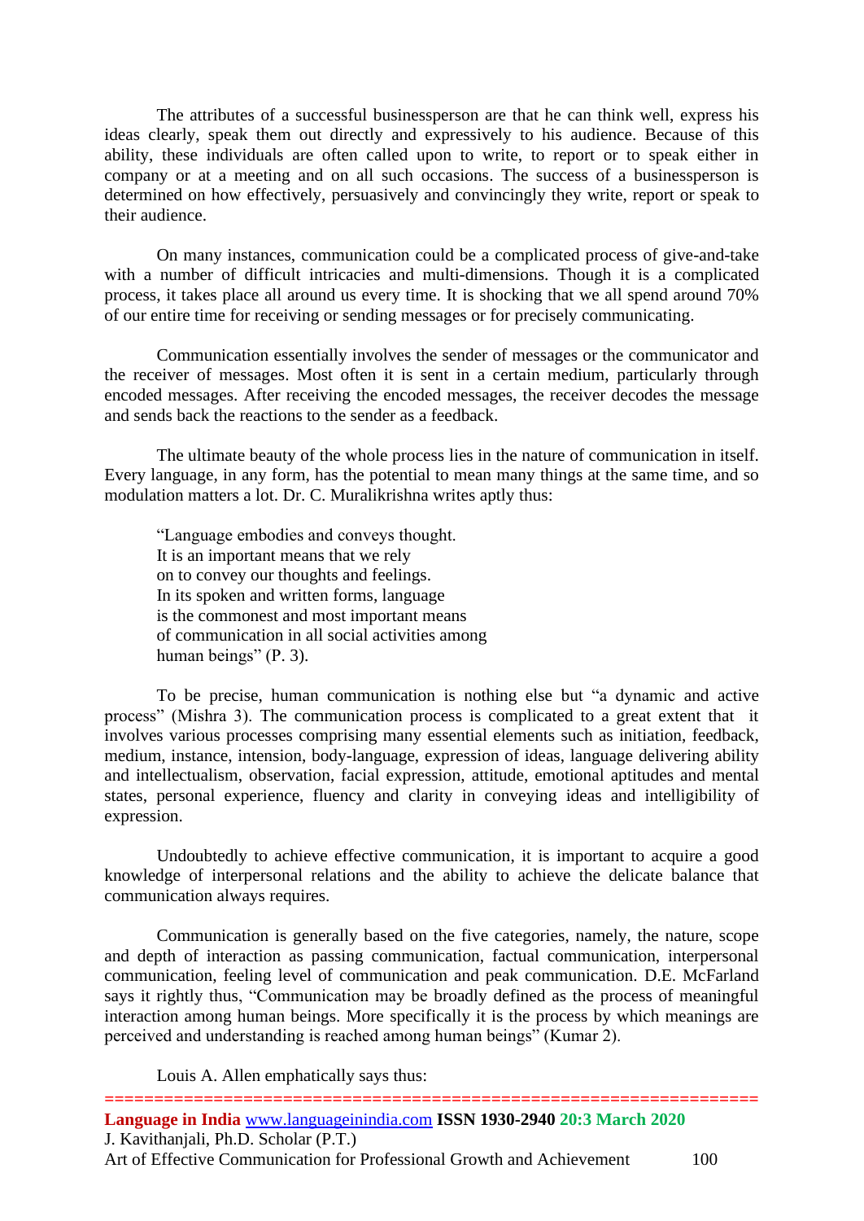The attributes of a successful businessperson are that he can think well, express his ideas clearly, speak them out directly and expressively to his audience. Because of this ability, these individuals are often called upon to write, to report or to speak either in company or at a meeting and on all such occasions. The success of a businessperson is determined on how effectively, persuasively and convincingly they write, report or speak to their audience.

On many instances, communication could be a complicated process of give-and-take with a number of difficult intricacies and multi-dimensions. Though it is a complicated process, it takes place all around us every time. It is shocking that we all spend around 70% of our entire time for receiving or sending messages or for precisely communicating.

Communication essentially involves the sender of messages or the communicator and the receiver of messages. Most often it is sent in a certain medium, particularly through encoded messages. After receiving the encoded messages, the receiver decodes the message and sends back the reactions to the sender as a feedback.

The ultimate beauty of the whole process lies in the nature of communication in itself. Every language, in any form, has the potential to mean many things at the same time, and so modulation matters a lot. Dr. C. Muralikrishna writes aptly thus:

> "Language embodies and conveys thought.
> It is an important means that we rely
> on to convey our thoughts and feelings.
> In its spoken and written forms, language
> is the commonest and most important means
> of communication in all social activities among
> human beings" (P. 3).

To be precise, human communication is nothing else but "a dynamic and active process" (Mishra 3). The communication process is complicated to a great extent that it involves various processes comprising many essential elements such as initiation, feedback, medium, instance, intension, body-language, expression of ideas, language delivering ability and intellectualism, observation, facial expression, attitude, emotional aptitudes and mental states, personal experience, fluency and clarity in conveying ideas and intelligibility of expression.

Undoubtedly to achieve effective communication, it is important to acquire a good knowledge of interpersonal relations and the ability to achieve the delicate balance that communication always requires.

Communication is generally based on the five categories, namely, the nature, scope and depth of interaction as passing communication, factual communication, interpersonal communication, feeling level of communication and peak communication. D.E. McFarland says it rightly thus, "Communication may be broadly defined as the process of meaningful interaction among human beings. More specifically it is the process by which meanings are perceived and understanding is reached among human beings" (Kumar 2).

Louis A. Allen emphatically says thus: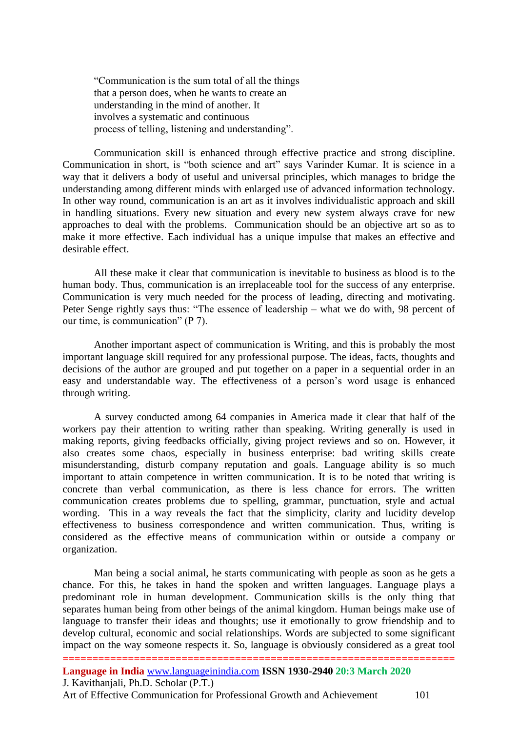> "Communication is the sum total of all the things
> that a person does, when he wants to create an
> understanding in the mind of another. It
> involves a systematic and continuous
> process of telling, listening and understanding".

Communication skill is enhanced through effective practice and strong discipline. Communication in short, is "both science and art" says Varinder Kumar. It is science in a way that it delivers a body of useful and universal principles, which manages to bridge the understanding among different minds with enlarged use of advanced information technology. In other way round, communication is an art as it involves individualistic approach and skill in handling situations. Every new situation and every new system always crave for new approaches to deal with the problems. Communication should be an objective art so as to make it more effective. Each individual has a unique impulse that makes an effective and desirable effect.

All these make it clear that communication is inevitable to business as blood is to the human body. Thus, communication is an irreplaceable tool for the success of any enterprise. Communication is very much needed for the process of leading, directing and motivating. Peter Senge rightly says thus: "The essence of leadership – what we do with, 98 percent of our time, is communication" (P 7).

Another important aspect of communication is Writing, and this is probably the most important language skill required for any professional purpose. The ideas, facts, thoughts and decisions of the author are grouped and put together on a paper in a sequential order in an easy and understandable way. The effectiveness of a person's word usage is enhanced through writing.

A survey conducted among 64 companies in America made it clear that half of the workers pay their attention to writing rather than speaking. Writing generally is used in making reports, giving feedbacks officially, giving project reviews and so on. However, it also creates some chaos, especially in business enterprise: bad writing skills create misunderstanding, disturb company reputation and goals. Language ability is so much important to attain competence in written communication. It is to be noted that writing is concrete than verbal communication, as there is less chance for errors. The written communication creates problems due to spelling, grammar, punctuation, style and actual wording. This in a way reveals the fact that the simplicity, clarity and lucidity develop effectiveness to business correspondence and written communication. Thus, writing is considered as the effective means of communication within or outside a company or organization.

Man being a social animal, he starts communicating with people as soon as he gets a chance. For this, he takes in hand the spoken and written languages. Language plays a predominant role in human development. Communication skills is the only thing that separates human being from other beings of the animal kingdom. Human beings make use of language to transfer their ideas and thoughts; use it emotionally to grow friendship and to develop cultural, economic and social relationships. Words are subjected to some significant impact on the way someone respects it. So, language is obviously considered as a great tool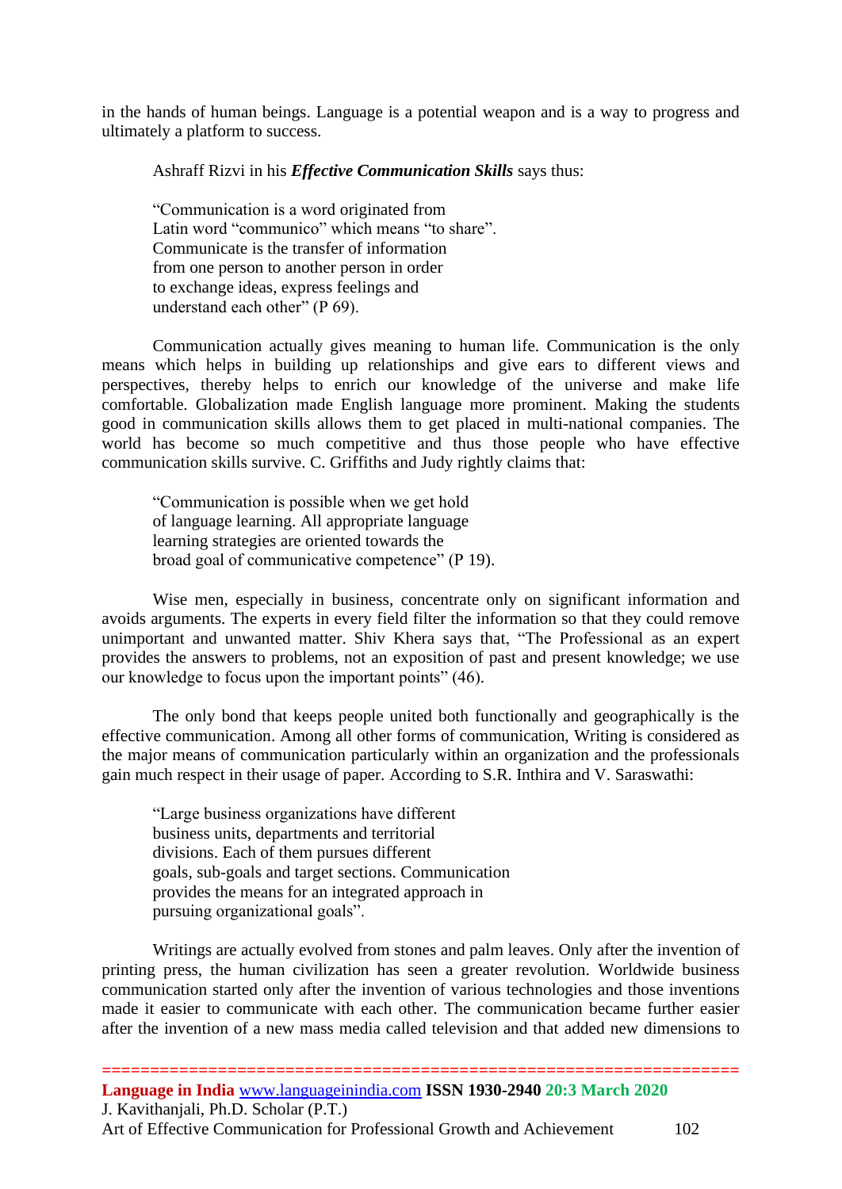in the hands of human beings. Language is a potential weapon and is a way to progress and ultimately a platform to success.

Ashraff Rizvi in his ***Effective Communication Skills*** says thus:

> "Communication is a word originated from
> Latin word "communico" which means "to share".
> Communicate is the transfer of information
> from one person to another person in order
> to exchange ideas, express feelings and
> understand each other" (P 69).

Communication actually gives meaning to human life. Communication is the only means which helps in building up relationships and give ears to different views and perspectives, thereby helps to enrich our knowledge of the universe and make life comfortable. Globalization made English language more prominent. Making the students good in communication skills allows them to get placed in multi-national companies. The world has become so much competitive and thus those people who have effective communication skills survive. C. Griffiths and Judy rightly claims that:

> "Communication is possible when we get hold
> of language learning. All appropriate language
> learning strategies are oriented towards the
> broad goal of communicative competence" (P 19).

Wise men, especially in business, concentrate only on significant information and avoids arguments. The experts in every field filter the information so that they could remove unimportant and unwanted matter. Shiv Khera says that, "The Professional as an expert provides the answers to problems, not an exposition of past and present knowledge; we use our knowledge to focus upon the important points" (46).

The only bond that keeps people united both functionally and geographically is the effective communication. Among all other forms of communication, Writing is considered as the major means of communication particularly within an organization and the professionals gain much respect in their usage of paper. According to S.R. Inthira and V. Saraswathi:

> "Large business organizations have different
> business units, departments and territorial
> divisions. Each of them pursues different
> goals, sub-goals and target sections. Communication
> provides the means for an integrated approach in
> pursuing organizational goals".

Writings are actually evolved from stones and palm leaves. Only after the invention of printing press, the human civilization has seen a greater revolution. Worldwide business communication started only after the invention of various technologies and those inventions made it easier to communicate with each other. The communication became further easier after the invention of a new mass media called television and that added new dimensions to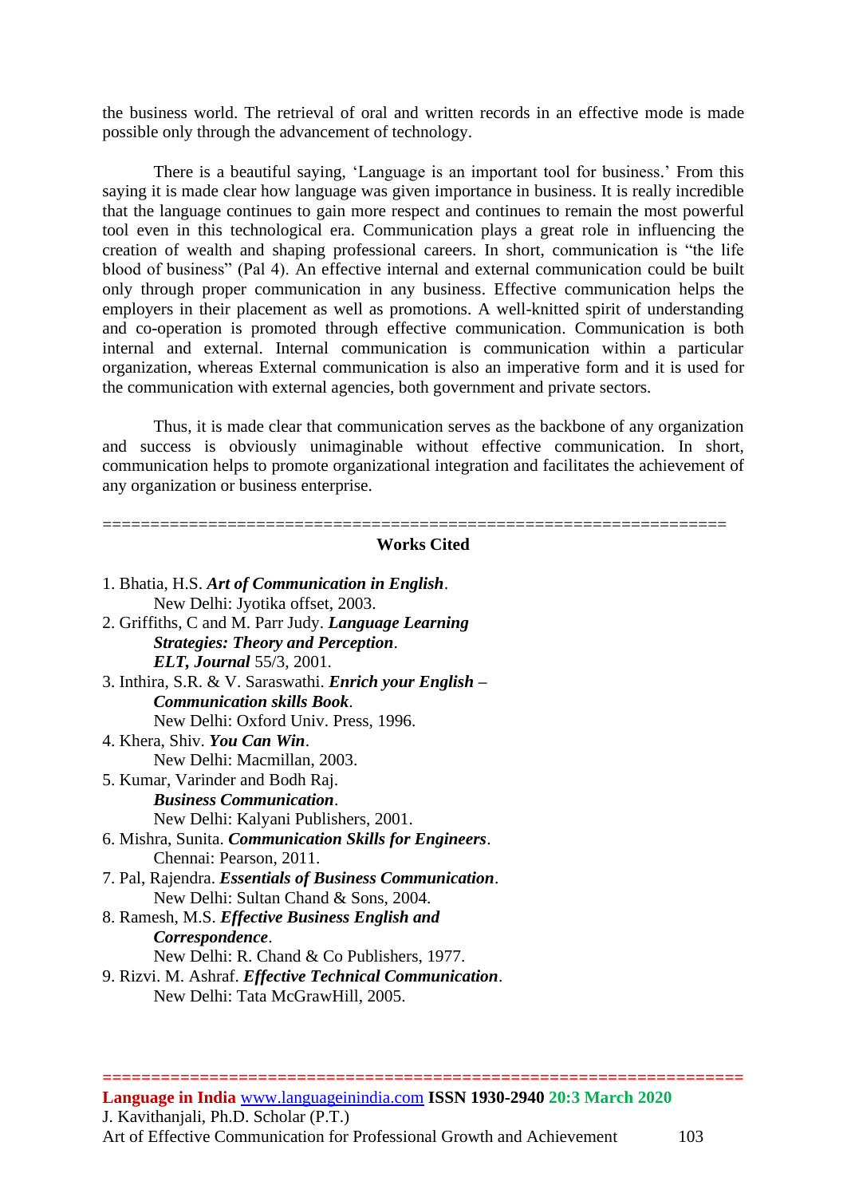the business world. The retrieval of oral and written records in an effective mode is made possible only through the advancement of technology.

There is a beautiful saying, 'Language is an important tool for business.' From this saying it is made clear how language was given importance in business. It is really incredible that the language continues to gain more respect and continues to remain the most powerful tool even in this technological era. Communication plays a great role in influencing the creation of wealth and shaping professional careers. In short, communication is "the life blood of business" (Pal 4). An effective internal and external communication could be built only through proper communication in any business. Effective communication helps the employers in their placement as well as promotions. A well-knitted spirit of understanding and co-operation is promoted through effective communication. Communication is both internal and external. Internal communication is communication within a particular organization, whereas External communication is also an imperative form and it is used for the communication with external agencies, both government and private sectors.

Thus, it is made clear that communication serves as the backbone of any organization and success is obviously unimaginable without effective communication. In short, communication helps to promote organizational integration and facilitates the achievement of any organization or business enterprise.

=================================================================

## Works Cited

1. Bhatia, H.S. ***Art of Communication in English***. New Delhi: Jyotika offset, 2003.
2. Griffiths, C and M. Parr Judy. ***Language Learning Strategies: Theory and Perception***. ***ELT, Journal*** 55/3, 2001.
3. Inthira, S.R. & V. Saraswathi. ***Enrich your English – Communication skills Book***. New Delhi: Oxford Univ. Press, 1996.
4. Khera, Shiv. ***You Can Win***. New Delhi: Macmillan, 2003.
5. Kumar, Varinder and Bodh Raj. ***Business Communication***. New Delhi: Kalyani Publishers, 2001.
6. Mishra, Sunita. ***Communication Skills for Engineers***. Chennai: Pearson, 2011.
7. Pal, Rajendra. ***Essentials of Business Communication***. New Delhi: Sultan Chand & Sons, 2004.
8. Ramesh, M.S. ***Effective Business English and Correspondence***. New Delhi: R. Chand & Co Publishers, 1977.
9. Rizvi. M. Ashraf. ***Effective Technical Communication***. New Delhi: Tata McGrawHill, 2005.